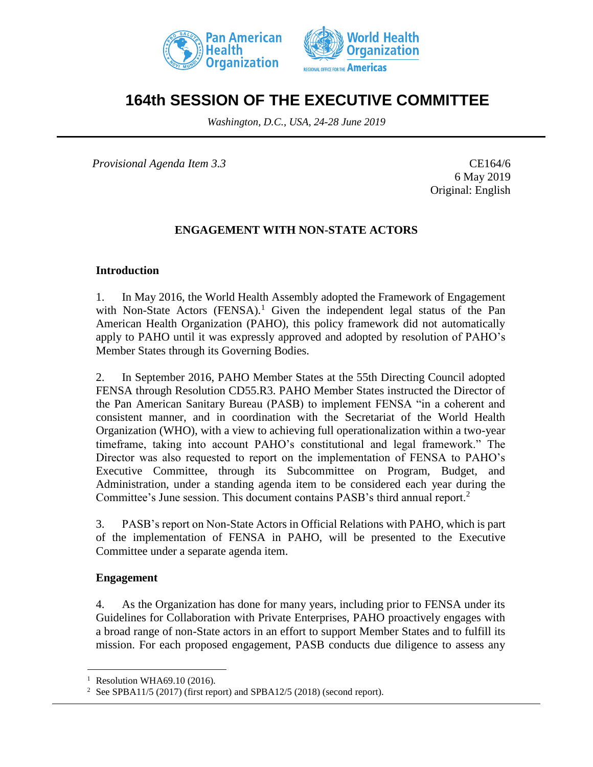# 164th SESSION OF THE EXECUTIVE COMMITTEE

*Washington, D.C., USA, 24-28 June 2019*

*Provisional Agenda Item 3.3*

CE164/6
6 May 2019
Original: English

## ENGAGEMENT WITH NON-STATE ACTORS

### Introduction

1. In May 2016, the World Health Assembly adopted the Framework of Engagement with Non-State Actors (FENSA).[1] Given the independent legal status of the Pan American Health Organization (PAHO), this policy framework did not automatically apply to PAHO until it was expressly approved and adopted by resolution of PAHO's Member States through its Governing Bodies.

2. In September 2016, PAHO Member States at the 55th Directing Council adopted FENSA through Resolution CD55.R3. PAHO Member States instructed the Director of the Pan American Sanitary Bureau (PASB) to implement FENSA "in a coherent and consistent manner, and in coordination with the Secretariat of the World Health Organization (WHO), with a view to achieving full operationalization within a two-year timeframe, taking into account PAHO's constitutional and legal framework." The Director was also requested to report on the implementation of FENSA to PAHO's Executive Committee, through its Subcommittee on Program, Budget, and Administration, under a standing agenda item to be considered each year during the Committee's June session. This document contains PASB's third annual report.[2]

3. PASB's report on Non-State Actors in Official Relations with PAHO, which is part of the implementation of FENSA in PAHO, will be presented to the Executive Committee under a separate agenda item.

### Engagement

4. As the Organization has done for many years, including prior to FENSA under its Guidelines for Collaboration with Private Enterprises, PAHO proactively engages with a broad range of non-State actors in an effort to support Member States and to fulfill its mission. For each proposed engagement, PASB conducts due diligence to assess any

---

[1] Resolution WHA69.10 (2016).

[2] See SPBA11/5 (2017) (first report) and SPBA12/5 (2018) (second report).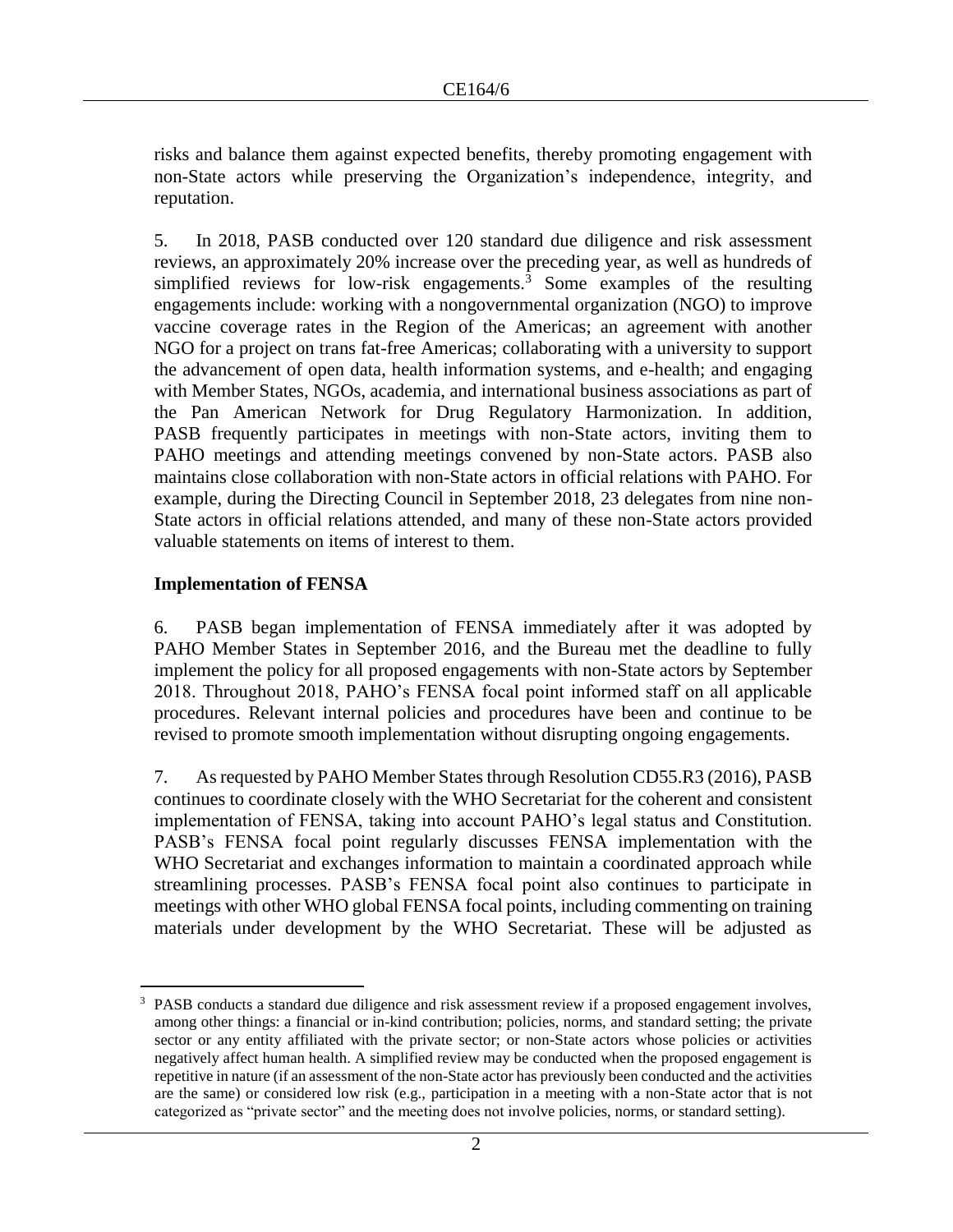risks and balance them against expected benefits, thereby promoting engagement with non-State actors while preserving the Organization's independence, integrity, and reputation.

5. In 2018, PASB conducted over 120 standard due diligence and risk assessment reviews, an approximately 20% increase over the preceding year, as well as hundreds of simplified reviews for low-risk engagements.[3] Some examples of the resulting engagements include: working with a nongovernmental organization (NGO) to improve vaccine coverage rates in the Region of the Americas; an agreement with another NGO for a project on trans fat-free Americas; collaborating with a university to support the advancement of open data, health information systems, and e-health; and engaging with Member States, NGOs, academia, and international business associations as part of the Pan American Network for Drug Regulatory Harmonization. In addition, PASB frequently participates in meetings with non-State actors, inviting them to PAHO meetings and attending meetings convened by non-State actors. PASB also maintains close collaboration with non-State actors in official relations with PAHO. For example, during the Directing Council in September 2018, 23 delegates from nine non-State actors in official relations attended, and many of these non-State actors provided valuable statements on items of interest to them.

## Implementation of FENSA

6. PASB began implementation of FENSA immediately after it was adopted by PAHO Member States in September 2016, and the Bureau met the deadline to fully implement the policy for all proposed engagements with non-State actors by September 2018. Throughout 2018, PAHO's FENSA focal point informed staff on all applicable procedures. Relevant internal policies and procedures have been and continue to be revised to promote smooth implementation without disrupting ongoing engagements.

7. As requested by PAHO Member States through Resolution CD55.R3 (2016), PASB continues to coordinate closely with the WHO Secretariat for the coherent and consistent implementation of FENSA, taking into account PAHO's legal status and Constitution. PASB's FENSA focal point regularly discusses FENSA implementation with the WHO Secretariat and exchanges information to maintain a coordinated approach while streamlining processes. PASB's FENSA focal point also continues to participate in meetings with other WHO global FENSA focal points, including commenting on training materials under development by the WHO Secretariat. These will be adjusted as

---

[3] PASB conducts a standard due diligence and risk assessment review if a proposed engagement involves, among other things: a financial or in-kind contribution; policies, norms, and standard setting; the private sector or any entity affiliated with the private sector; or non-State actors whose policies or activities negatively affect human health. A simplified review may be conducted when the proposed engagement is repetitive in nature (if an assessment of the non-State actor has previously been conducted and the activities are the same) or considered low risk (e.g., participation in a meeting with a non-State actor that is not categorized as "private sector" and the meeting does not involve policies, norms, or standard setting).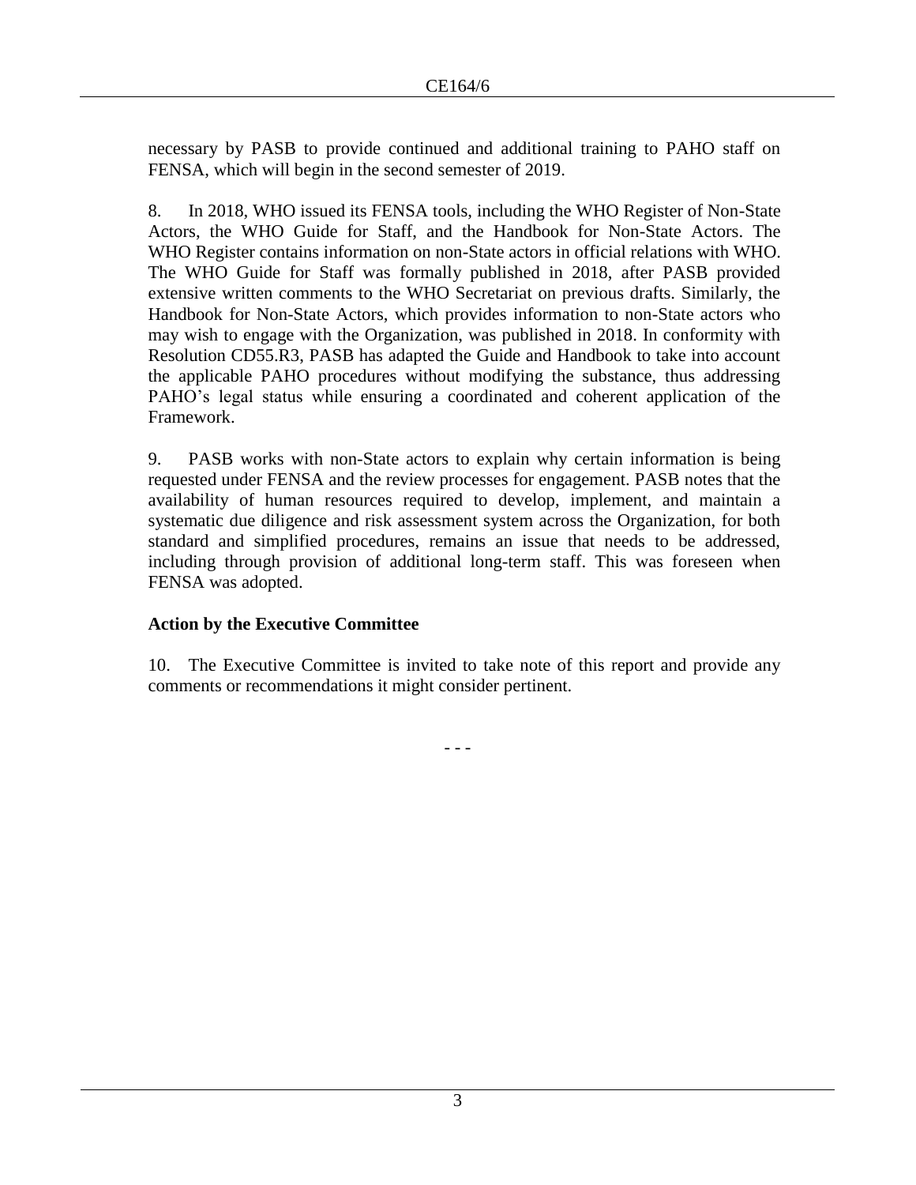necessary by PASB to provide continued and additional training to PAHO staff on FENSA, which will begin in the second semester of 2019.

8. In 2018, WHO issued its FENSA tools, including the WHO Register of Non-State Actors, the WHO Guide for Staff, and the Handbook for Non-State Actors. The WHO Register contains information on non-State actors in official relations with WHO. The WHO Guide for Staff was formally published in 2018, after PASB provided extensive written comments to the WHO Secretariat on previous drafts. Similarly, the Handbook for Non-State Actors, which provides information to non-State actors who may wish to engage with the Organization, was published in 2018. In conformity with Resolution CD55.R3, PASB has adapted the Guide and Handbook to take into account the applicable PAHO procedures without modifying the substance, thus addressing PAHO's legal status while ensuring a coordinated and coherent application of the Framework.

9. PASB works with non-State actors to explain why certain information is being requested under FENSA and the review processes for engagement. PASB notes that the availability of human resources required to develop, implement, and maintain a systematic due diligence and risk assessment system across the Organization, for both standard and simplified procedures, remains an issue that needs to be addressed, including through provision of additional long-term staff. This was foreseen when FENSA was adopted.

## Action by the Executive Committee

10. The Executive Committee is invited to take note of this report and provide any comments or recommendations it might consider pertinent.

- - -